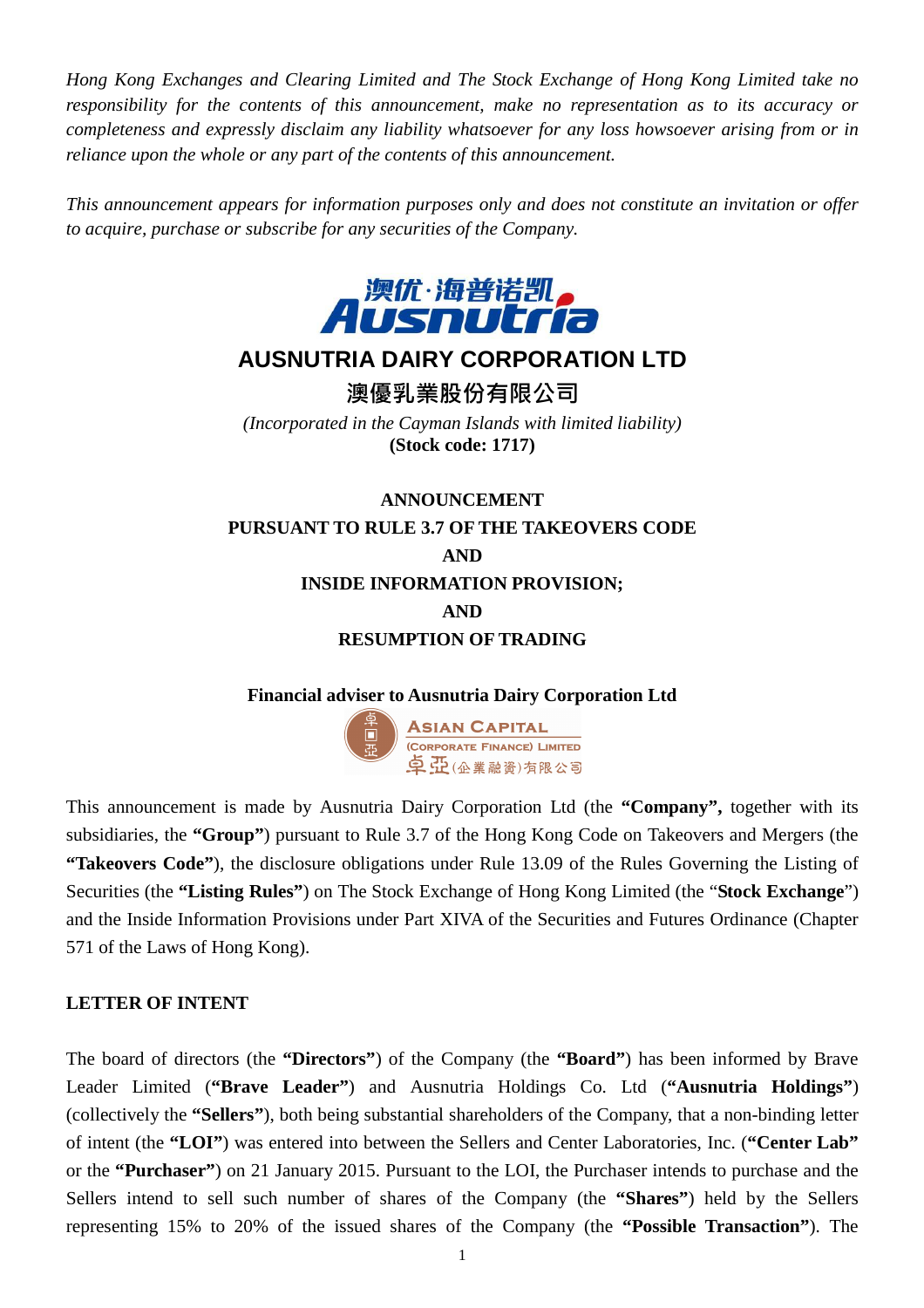*Hong Kong Exchanges and Clearing Limited and The Stock Exchange of Hong Kong Limited take no responsibility for the contents of this announcement, make no representation as to its accuracy or completeness and expressly disclaim any liability whatsoever for any loss howsoever arising from or in reliance upon the whole or any part of the contents of this announcement.*

*This announcement appears for information purposes only and does not constitute an invitation or offer to acquire, purchase or subscribe for any securities of the Company.*

# AUSNUTRIA DAIRY CORPORATION LTD

# 澳優乳業股份有限公司

*(Incorporated in the Cayman Islands with limited liability)*

**(Stock code: 1717)**

## ANNOUNCEMENT
## PURSUANT TO RULE 3.7 OF THE TAKEOVERS CODE
## AND
## INSIDE INFORMATION PROVISION;
## AND
## RESUMPTION OF TRADING

**Financial adviser to Ausnutria Dairy Corporation Ltd**

ASIAN CAPITAL (CORPORATE FINANCE) LIMITED
卓亞(企業融資)有限公司

This announcement is made by Ausnutria Dairy Corporation Ltd (the **"Company",** together with its subsidiaries, the **"Group"**) pursuant to Rule 3.7 of the Hong Kong Code on Takeovers and Mergers (the **"Takeovers Code"**), the disclosure obligations under Rule 13.09 of the Rules Governing the Listing of Securities (the **"Listing Rules"**) on The Stock Exchange of Hong Kong Limited (the "**Stock Exchange**") and the Inside Information Provisions under Part XIVA of the Securities and Futures Ordinance (Chapter 571 of the Laws of Hong Kong).

### LETTER OF INTENT

The board of directors (the **"Directors"**) of the Company (the **"Board"**) has been informed by Brave Leader Limited (**"Brave Leader"**) and Ausnutria Holdings Co. Ltd (**"Ausnutria Holdings"**) (collectively the **"Sellers"**), both being substantial shareholders of the Company, that a non-binding letter of intent (the **"LOI"**) was entered into between the Sellers and Center Laboratories, Inc. (**"Center Lab"** or the **"Purchaser"**) on 21 January 2015. Pursuant to the LOI, the Purchaser intends to purchase and the Sellers intend to sell such number of shares of the Company (the **"Shares"**) held by the Sellers representing 15% to 20% of the issued shares of the Company (the **"Possible Transaction"**). The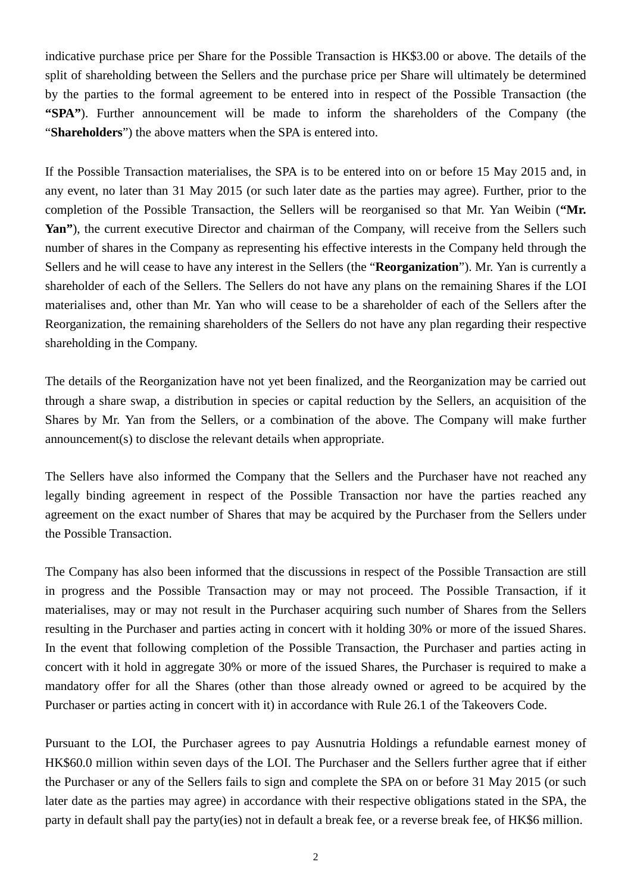indicative purchase price per Share for the Possible Transaction is HK$3.00 or above. The details of the split of shareholding between the Sellers and the purchase price per Share will ultimately be determined by the parties to the formal agreement to be entered into in respect of the Possible Transaction (the **"SPA"**). Further announcement will be made to inform the shareholders of the Company (the "**Shareholders**") the above matters when the SPA is entered into.

If the Possible Transaction materialises, the SPA is to be entered into on or before 15 May 2015 and, in any event, no later than 31 May 2015 (or such later date as the parties may agree). Further, prior to the completion of the Possible Transaction, the Sellers will be reorganised so that Mr. Yan Weibin (**"Mr. Yan"**), the current executive Director and chairman of the Company, will receive from the Sellers such number of shares in the Company as representing his effective interests in the Company held through the Sellers and he will cease to have any interest in the Sellers (the "**Reorganization**"). Mr. Yan is currently a shareholder of each of the Sellers. The Sellers do not have any plans on the remaining Shares if the LOI materialises and, other than Mr. Yan who will cease to be a shareholder of each of the Sellers after the Reorganization, the remaining shareholders of the Sellers do not have any plan regarding their respective shareholding in the Company.

The details of the Reorganization have not yet been finalized, and the Reorganization may be carried out through a share swap, a distribution in species or capital reduction by the Sellers, an acquisition of the Shares by Mr. Yan from the Sellers, or a combination of the above. The Company will make further announcement(s) to disclose the relevant details when appropriate.

The Sellers have also informed the Company that the Sellers and the Purchaser have not reached any legally binding agreement in respect of the Possible Transaction nor have the parties reached any agreement on the exact number of Shares that may be acquired by the Purchaser from the Sellers under the Possible Transaction.

The Company has also been informed that the discussions in respect of the Possible Transaction are still in progress and the Possible Transaction may or may not proceed. The Possible Transaction, if it materialises, may or may not result in the Purchaser acquiring such number of Shares from the Sellers resulting in the Purchaser and parties acting in concert with it holding 30% or more of the issued Shares. In the event that following completion of the Possible Transaction, the Purchaser and parties acting in concert with it hold in aggregate 30% or more of the issued Shares, the Purchaser is required to make a mandatory offer for all the Shares (other than those already owned or agreed to be acquired by the Purchaser or parties acting in concert with it) in accordance with Rule 26.1 of the Takeovers Code.

Pursuant to the LOI, the Purchaser agrees to pay Ausnutria Holdings a refundable earnest money of HK$60.0 million within seven days of the LOI. The Purchaser and the Sellers further agree that if either the Purchaser or any of the Sellers fails to sign and complete the SPA on or before 31 May 2015 (or such later date as the parties may agree) in accordance with their respective obligations stated in the SPA, the party in default shall pay the party(ies) not in default a break fee, or a reverse break fee, of HK$6 million.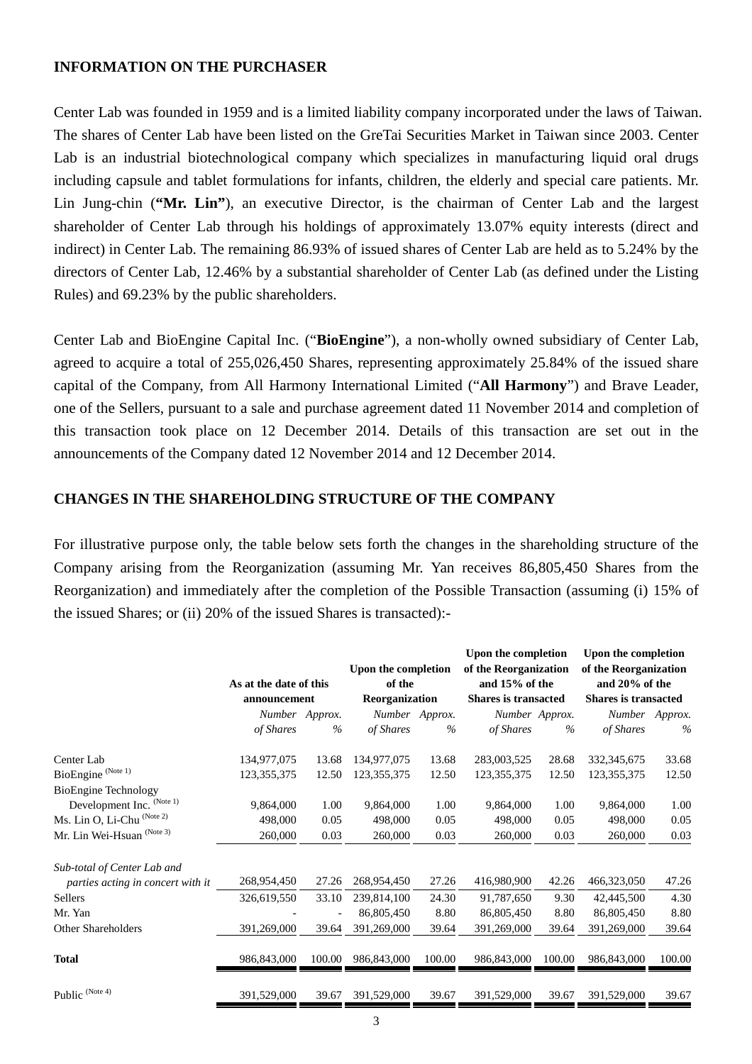**INFORMATION ON THE PURCHASER**

Center Lab was founded in 1959 and is a limited liability company incorporated under the laws of Taiwan. The shares of Center Lab have been listed on the GreTai Securities Market in Taiwan since 2003. Center Lab is an industrial biotechnological company which specializes in manufacturing liquid oral drugs including capsule and tablet formulations for infants, children, the elderly and special care patients. Mr. Lin Jung-chin (**"Mr. Lin"**), an executive Director, is the chairman of Center Lab and the largest shareholder of Center Lab through his holdings of approximately 13.07% equity interests (direct and indirect) in Center Lab. The remaining 86.93% of issued shares of Center Lab are held as to 5.24% by the directors of Center Lab, 12.46% by a substantial shareholder of Center Lab (as defined under the Listing Rules) and 69.23% by the public shareholders.

Center Lab and BioEngine Capital Inc. ("**BioEngine**"), a non-wholly owned subsidiary of Center Lab, agreed to acquire a total of 255,026,450 Shares, representing approximately 25.84% of the issued share capital of the Company, from All Harmony International Limited ("**All Harmony**") and Brave Leader, one of the Sellers, pursuant to a sale and purchase agreement dated 11 November 2014 and completion of this transaction took place on 12 December 2014. Details of this transaction are set out in the announcements of the Company dated 12 November 2014 and 12 December 2014.

**CHANGES IN THE SHAREHOLDING STRUCTURE OF THE COMPANY**

For illustrative purpose only, the table below sets forth the changes in the shareholding structure of the Company arising from the Reorganization (assuming Mr. Yan receives 86,805,450 Shares from the Reorganization) and immediately after the completion of the Possible Transaction (assuming (i) 15% of the issued Shares; or (ii) 20% of the issued Shares is transacted):-

| | **As at the date of this announcement** | | **Upon the completion of the Reorganization** | | **Upon the completion of the Reorganization and 15% of the Shares is transacted** | | **Upon the completion of the Reorganization and 20% of the Shares is transacted** | |
|---|---|---|---|---|---|---|---|---|
| | *Number of Shares* | *Approx. %* | *Number of Shares* | *Approx. %* | *Number of Shares* | *Approx. %* | *Number of Shares* | *Approx. %* |
| Center Lab | 134,977,075 | 13.68 | 134,977,075 | 13.68 | 283,003,525 | 28.68 | 332,345,675 | 33.68 |
| BioEngine (Note 1) | 123,355,375 | 12.50 | 123,355,375 | 12.50 | 123,355,375 | 12.50 | 123,355,375 | 12.50 |
| BioEngine Technology Development Inc. (Note 1) | 9,864,000 | 1.00 | 9,864,000 | 1.00 | 9,864,000 | 1.00 | 9,864,000 | 1.00 |
| Ms. Lin O, Li-Chu (Note 2) | 498,000 | 0.05 | 498,000 | 0.05 | 498,000 | 0.05 | 498,000 | 0.05 |
| Mr. Lin Wei-Hsuan (Note 3) | 260,000 | 0.03 | 260,000 | 0.03 | 260,000 | 0.03 | 260,000 | 0.03 |
| *Sub-total of Center Lab and parties acting in concert with it* | 268,954,450 | 27.26 | 268,954,450 | 27.26 | 416,980,900 | 42.26 | 466,323,050 | 47.26 |
| Sellers | 326,619,550 | 33.10 | 239,814,100 | 24.30 | 91,787,650 | 9.30 | 42,445,500 | 4.30 |
| Mr. Yan | - | - | 86,805,450 | 8.80 | 86,805,450 | 8.80 | 86,805,450 | 8.80 |
| Other Shareholders | 391,269,000 | 39.64 | 391,269,000 | 39.64 | 391,269,000 | 39.64 | 391,269,000 | 39.64 |
| **Total** | 986,843,000 | 100.00 | 986,843,000 | 100.00 | 986,843,000 | 100.00 | 986,843,000 | 100.00 |
| Public (Note 4) | 391,529,000 | 39.67 | 391,529,000 | 39.67 | 391,529,000 | 39.67 | 391,529,000 | 39.67 |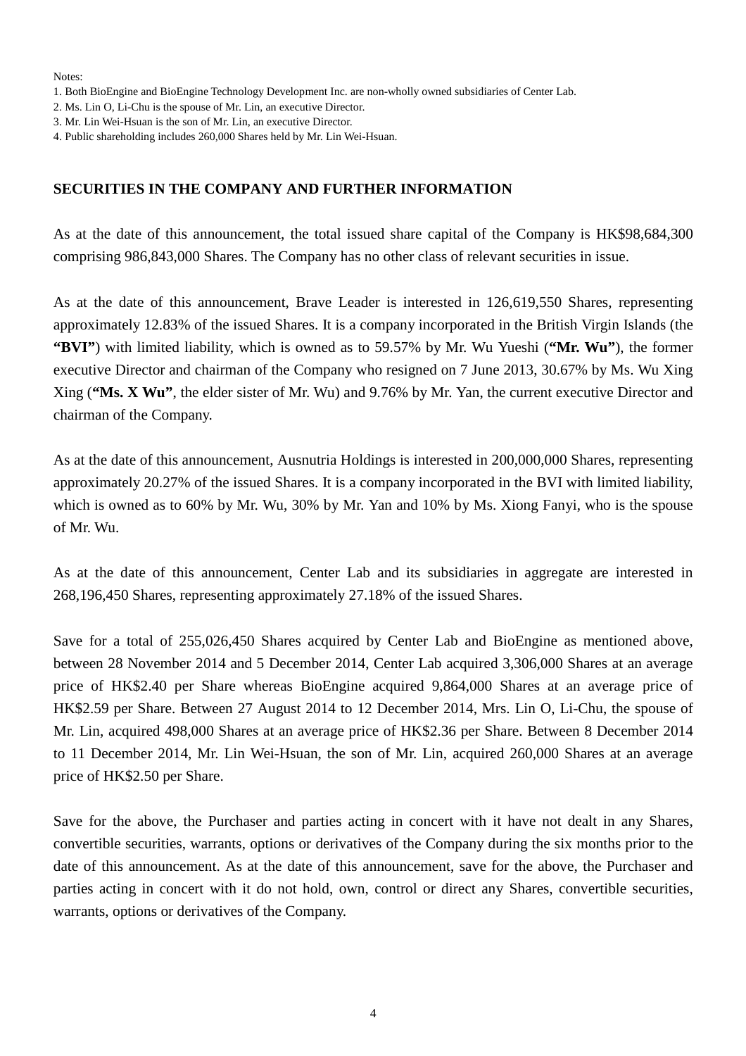Notes:

1. Both BioEngine and BioEngine Technology Development Inc. are non-wholly owned subsidiaries of Center Lab.
2. Ms. Lin O, Li-Chu is the spouse of Mr. Lin, an executive Director.
3. Mr. Lin Wei-Hsuan is the son of Mr. Lin, an executive Director.
4. Public shareholding includes 260,000 Shares held by Mr. Lin Wei-Hsuan.

## SECURITIES IN THE COMPANY AND FURTHER INFORMATION

As at the date of this announcement, the total issued share capital of the Company is HK$98,684,300 comprising 986,843,000 Shares. The Company has no other class of relevant securities in issue.

As at the date of this announcement, Brave Leader is interested in 126,619,550 Shares, representing approximately 12.83% of the issued Shares. It is a company incorporated in the British Virgin Islands (the **"BVI"**) with limited liability, which is owned as to 59.57% by Mr. Wu Yueshi (**"Mr. Wu"**), the former executive Director and chairman of the Company who resigned on 7 June 2013, 30.67% by Ms. Wu Xing Xing (**"Ms. X Wu"**, the elder sister of Mr. Wu) and 9.76% by Mr. Yan, the current executive Director and chairman of the Company.

As at the date of this announcement, Ausnutria Holdings is interested in 200,000,000 Shares, representing approximately 20.27% of the issued Shares. It is a company incorporated in the BVI with limited liability, which is owned as to 60% by Mr. Wu, 30% by Mr. Yan and 10% by Ms. Xiong Fanyi, who is the spouse of Mr. Wu.

As at the date of this announcement, Center Lab and its subsidiaries in aggregate are interested in 268,196,450 Shares, representing approximately 27.18% of the issued Shares.

Save for a total of 255,026,450 Shares acquired by Center Lab and BioEngine as mentioned above, between 28 November 2014 and 5 December 2014, Center Lab acquired 3,306,000 Shares at an average price of HK$2.40 per Share whereas BioEngine acquired 9,864,000 Shares at an average price of HK$2.59 per Share. Between 27 August 2014 to 12 December 2014, Mrs. Lin O, Li-Chu, the spouse of Mr. Lin, acquired 498,000 Shares at an average price of HK$2.36 per Share. Between 8 December 2014 to 11 December 2014, Mr. Lin Wei-Hsuan, the son of Mr. Lin, acquired 260,000 Shares at an average price of HK$2.50 per Share.

Save for the above, the Purchaser and parties acting in concert with it have not dealt in any Shares, convertible securities, warrants, options or derivatives of the Company during the six months prior to the date of this announcement. As at the date of this announcement, save for the above, the Purchaser and parties acting in concert with it do not hold, own, control or direct any Shares, convertible securities, warrants, options or derivatives of the Company.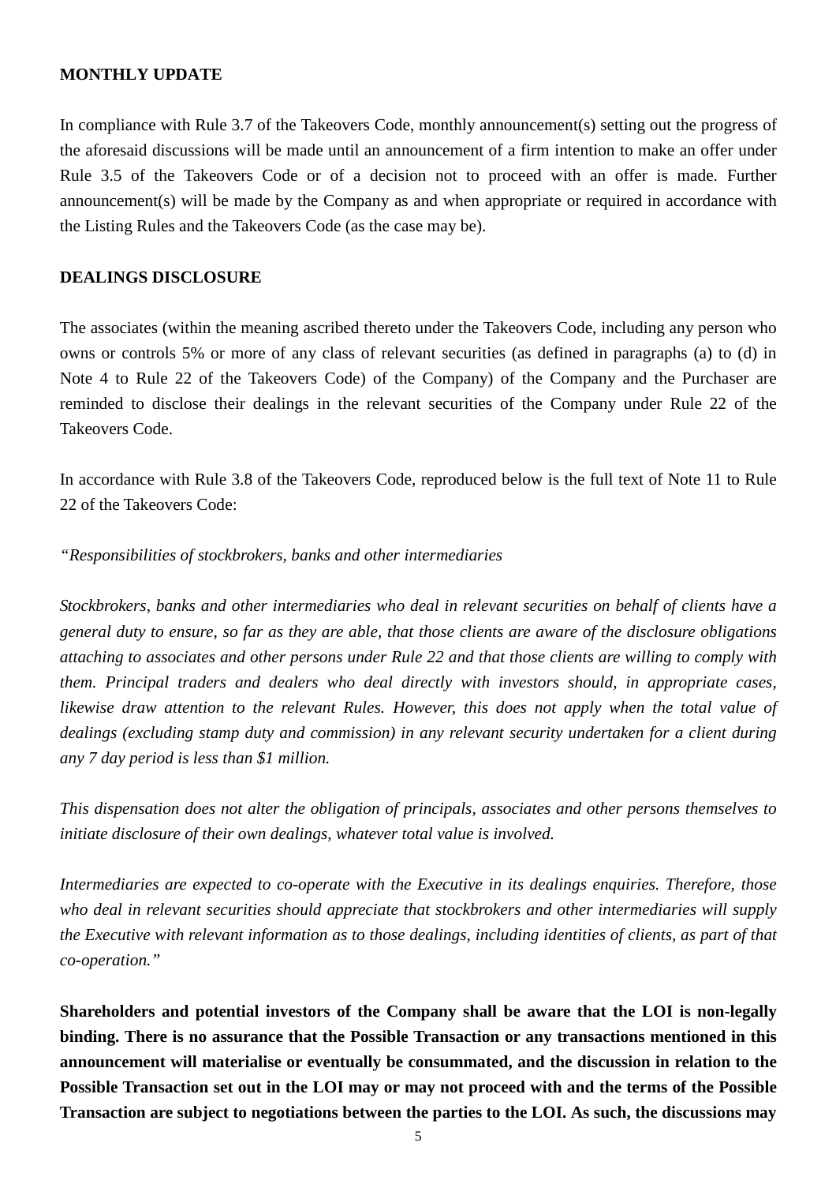**MONTHLY UPDATE**

In compliance with Rule 3.7 of the Takeovers Code, monthly announcement(s) setting out the progress of the aforesaid discussions will be made until an announcement of a firm intention to make an offer under Rule 3.5 of the Takeovers Code or of a decision not to proceed with an offer is made. Further announcement(s) will be made by the Company as and when appropriate or required in accordance with the Listing Rules and the Takeovers Code (as the case may be).

**DEALINGS DISCLOSURE**

The associates (within the meaning ascribed thereto under the Takeovers Code, including any person who owns or controls 5% or more of any class of relevant securities (as defined in paragraphs (a) to (d) in Note 4 to Rule 22 of the Takeovers Code) of the Company) of the Company and the Purchaser are reminded to disclose their dealings in the relevant securities of the Company under Rule 22 of the Takeovers Code.

In accordance with Rule 3.8 of the Takeovers Code, reproduced below is the full text of Note 11 to Rule 22 of the Takeovers Code:

*"Responsibilities of stockbrokers, banks and other intermediaries*

*Stockbrokers, banks and other intermediaries who deal in relevant securities on behalf of clients have a general duty to ensure, so far as they are able, that those clients are aware of the disclosure obligations attaching to associates and other persons under Rule 22 and that those clients are willing to comply with them. Principal traders and dealers who deal directly with investors should, in appropriate cases, likewise draw attention to the relevant Rules. However, this does not apply when the total value of dealings (excluding stamp duty and commission) in any relevant security undertaken for a client during any 7 day period is less than $1 million.*

*This dispensation does not alter the obligation of principals, associates and other persons themselves to initiate disclosure of their own dealings, whatever total value is involved.*

*Intermediaries are expected to co-operate with the Executive in its dealings enquiries. Therefore, those who deal in relevant securities should appreciate that stockbrokers and other intermediaries will supply the Executive with relevant information as to those dealings, including identities of clients, as part of that co-operation."*

**Shareholders and potential investors of the Company shall be aware that the LOI is non-legally binding. There is no assurance that the Possible Transaction or any transactions mentioned in this announcement will materialise or eventually be consummated, and the discussion in relation to the Possible Transaction set out in the LOI may or may not proceed with and the terms of the Possible Transaction are subject to negotiations between the parties to the LOI. As such, the discussions may**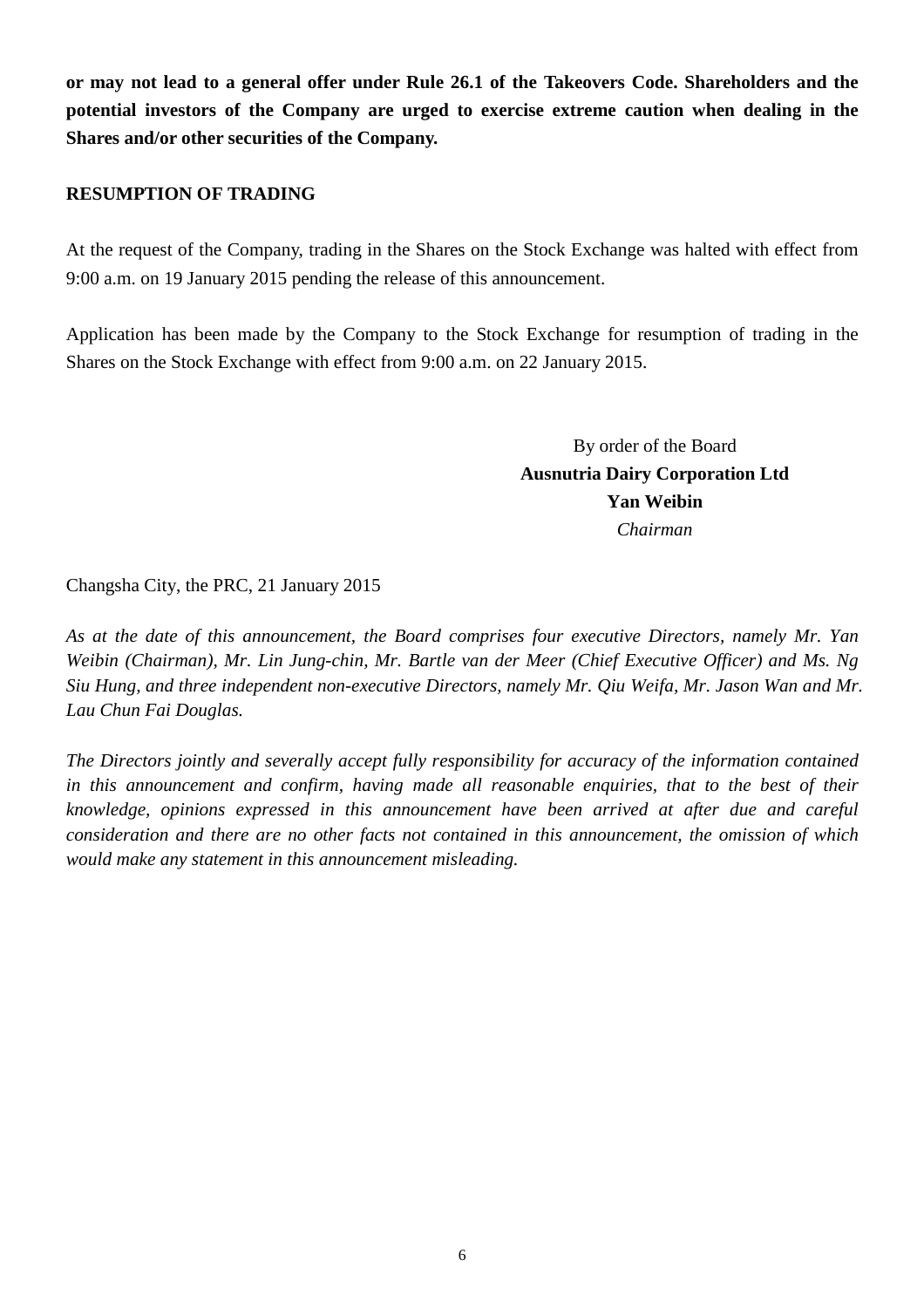**or may not lead to a general offer under Rule 26.1 of the Takeovers Code. Shareholders and the potential investors of the Company are urged to exercise extreme caution when dealing in the Shares and/or other securities of the Company.**

## RESUMPTION OF TRADING

At the request of the Company, trading in the Shares on the Stock Exchange was halted with effect from 9:00 a.m. on 19 January 2015 pending the release of this announcement.

Application has been made by the Company to the Stock Exchange for resumption of trading in the Shares on the Stock Exchange with effect from 9:00 a.m. on 22 January 2015.

By order of the Board
**Ausnutria Dairy Corporation Ltd**
**Yan Weibin**
*Chairman*

Changsha City, the PRC, 21 January 2015

*As at the date of this announcement, the Board comprises four executive Directors, namely Mr. Yan Weibin (Chairman), Mr. Lin Jung-chin, Mr. Bartle van der Meer (Chief Executive Officer) and Ms. Ng Siu Hung, and three independent non-executive Directors, namely Mr. Qiu Weifa, Mr. Jason Wan and Mr. Lau Chun Fai Douglas.*

*The Directors jointly and severally accept fully responsibility for accuracy of the information contained in this announcement and confirm, having made all reasonable enquiries, that to the best of their knowledge, opinions expressed in this announcement have been arrived at after due and careful consideration and there are no other facts not contained in this announcement, the omission of which would make any statement in this announcement misleading.*